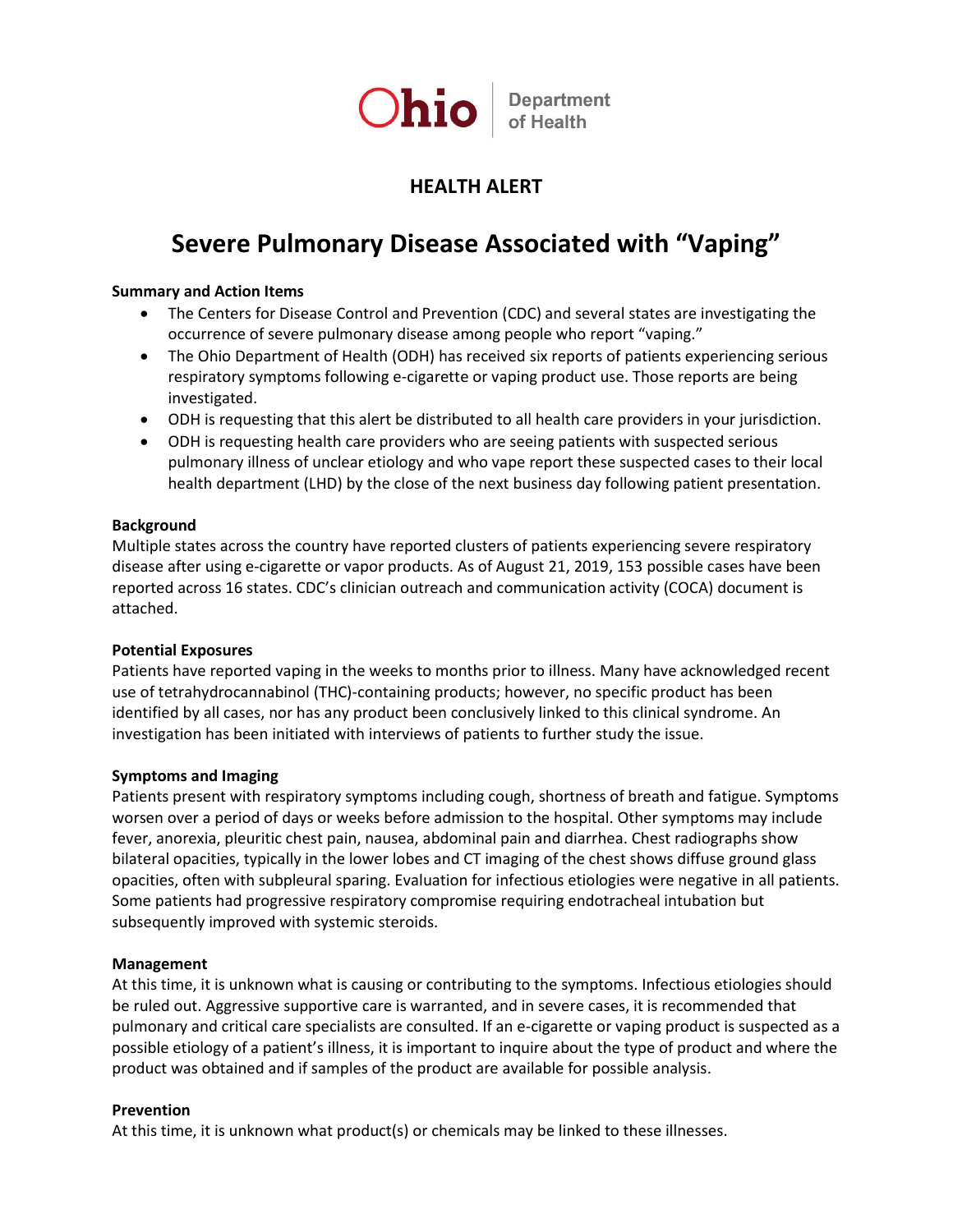Ohio Department of Health

# HEALTH ALERT

# Severe Pulmonary Disease Associated with "Vaping"

**Summary and Action Items**

- The Centers for Disease Control and Prevention (CDC) and several states are investigating the occurrence of severe pulmonary disease among people who report "vaping."
- The Ohio Department of Health (ODH) has received six reports of patients experiencing serious respiratory symptoms following e-cigarette or vaping product use. Those reports are being investigated.
- ODH is requesting that this alert be distributed to all health care providers in your jurisdiction.
- ODH is requesting health care providers who are seeing patients with suspected serious pulmonary illness of unclear etiology and who vape report these suspected cases to their local health department (LHD) by the close of the next business day following patient presentation.

**Background**

Multiple states across the country have reported clusters of patients experiencing severe respiratory disease after using e-cigarette or vapor products. As of August 21, 2019, 153 possible cases have been reported across 16 states. CDC's clinician outreach and communication activity (COCA) document is attached.

**Potential Exposures**

Patients have reported vaping in the weeks to months prior to illness. Many have acknowledged recent use of tetrahydrocannabinol (THC)-containing products; however, no specific product has been identified by all cases, nor has any product been conclusively linked to this clinical syndrome. An investigation has been initiated with interviews of patients to further study the issue.

**Symptoms and Imaging**

Patients present with respiratory symptoms including cough, shortness of breath and fatigue. Symptoms worsen over a period of days or weeks before admission to the hospital. Other symptoms may include fever, anorexia, pleuritic chest pain, nausea, abdominal pain and diarrhea. Chest radiographs show bilateral opacities, typically in the lower lobes and CT imaging of the chest shows diffuse ground glass opacities, often with subpleural sparing. Evaluation for infectious etiologies were negative in all patients. Some patients had progressive respiratory compromise requiring endotracheal intubation but subsequently improved with systemic steroids.

**Management**

At this time, it is unknown what is causing or contributing to the symptoms. Infectious etiologies should be ruled out. Aggressive supportive care is warranted, and in severe cases, it is recommended that pulmonary and critical care specialists are consulted. If an e-cigarette or vaping product is suspected as a possible etiology of a patient's illness, it is important to inquire about the type of product and where the product was obtained and if samples of the product are available for possible analysis.

**Prevention**

At this time, it is unknown what product(s) or chemicals may be linked to these illnesses.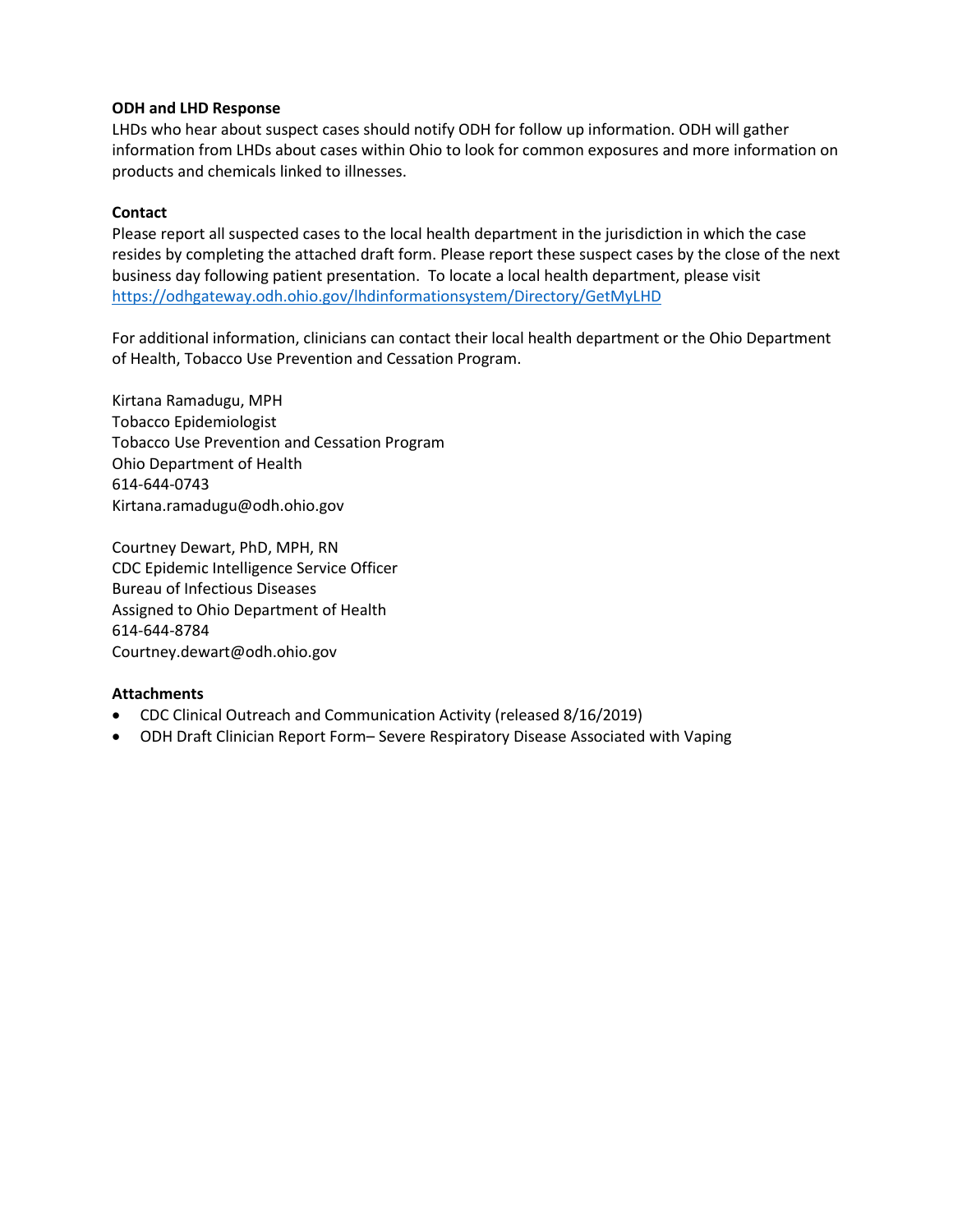**ODH and LHD Response**

LHDs who hear about suspect cases should notify ODH for follow up information. ODH will gather information from LHDs about cases within Ohio to look for common exposures and more information on products and chemicals linked to illnesses.

**Contact**

Please report all suspected cases to the local health department in the jurisdiction in which the case resides by completing the attached draft form. Please report these suspect cases by the close of the next business day following patient presentation. To locate a local health department, please visit [https://odhgateway.odh.ohio.gov/lhdinformationsystem/Directory/GetMyLHD](https://odhgateway.odh.ohio.gov/lhdinformationsystem/Directory/GetMyLHD)

For additional information, clinicians can contact their local health department or the Ohio Department of Health, Tobacco Use Prevention and Cessation Program.

Kirtana Ramadugu, MPH
Tobacco Epidemiologist
Tobacco Use Prevention and Cessation Program
Ohio Department of Health
614-644-0743
Kirtana.ramadugu@odh.ohio.gov

Courtney Dewart, PhD, MPH, RN
CDC Epidemic Intelligence Service Officer
Bureau of Infectious Diseases
Assigned to Ohio Department of Health
614-644-8784
Courtney.dewart@odh.ohio.gov

**Attachments**

- CDC Clinical Outreach and Communication Activity (released 8/16/2019)
- ODH Draft Clinician Report Form– Severe Respiratory Disease Associated with Vaping